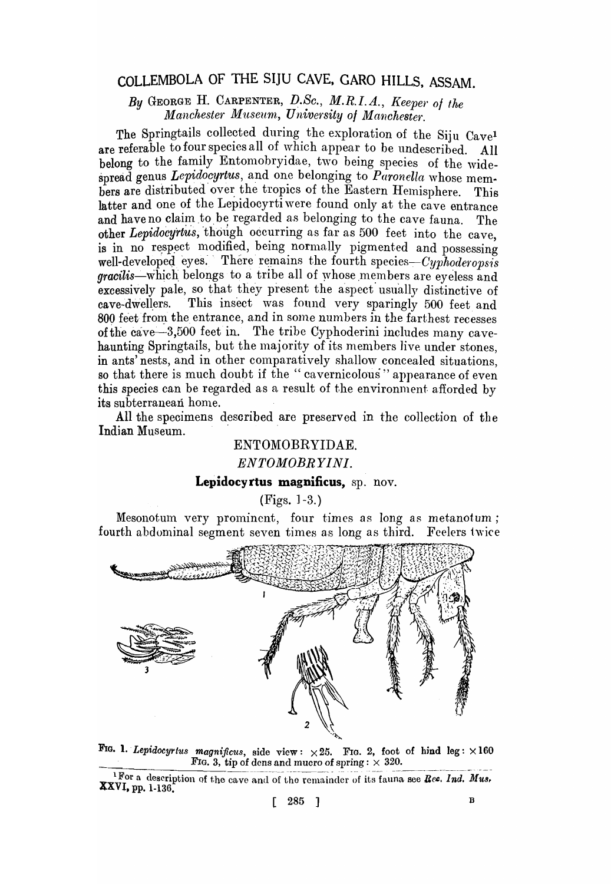# COLLEMBOLA OF THE SIJU CAVE, GARO HILLS, ASSAM.

*By* GEORGE H. CARPENTER, *D.Sc., M.R.I.A., Keeper of the Manchester Museum, University of Manchester.*

The Springtails collected during the exploration of the Siju Cave[1] are referable to four species all of which appear to be undescribed. All belong to the family Entomobryidae, two being species of the widespread genus *Lepidocyrtus*, and one belonging to *Paronella* whose members are distributed over the tropics of the Eastern Hemisphere. This latter and one of the Lepidocyrti were found only at the cave entrance and have no claim to be regarded as belonging to the cave fauna. The other *Lepidocyrtus*, though occurring as far as 500 feet into the cave, is in no respect modified, being normally pigmented and possessing well-developed eyes. There remains the fourth species—*Cyphoderopsis gracilis*—which belongs to a tribe all of whose members are eyeless and excessively pale, so that they present the aspect usually distinctive of cave-dwellers. This insect was found very sparingly 500 feet and 800 feet from the entrance, and in some numbers in the farthest recesses of the cave—3,500 feet in. The tribe Cyphoderini includes many cave-haunting Springtails, but the majority of its members live under stones, in ants' nests, and in other comparatively shallow concealed situations, so that there is much doubt if the "cavernicolous" appearance of even this species can be regarded as a result of the environment afforded by its subterranean home.

All the specimens described are preserved in the collection of the Indian Museum.

## ENTOMOBRYIDAE.

### *ENTOMOBRYINI.*

#### **Lepidocyrtus magnificus,** sp. nov.

(Figs. 1-3.)

Mesonotum very prominent, four times as long as metanotum; fourth abdominal segment seven times as long as third. Feelers twice

FIG. 1. *Lepidocyrtus magnificus*, side view: $\times 25$. FIG. 2, foot of hind leg: $\times 160$. FIG. 3, tip of dens and mucro of spring: $\times 320$.

[1] For a description of the cave and of the remainder of its fauna see *Rec. Ind. Mus.* XXVI, pp. 1-136.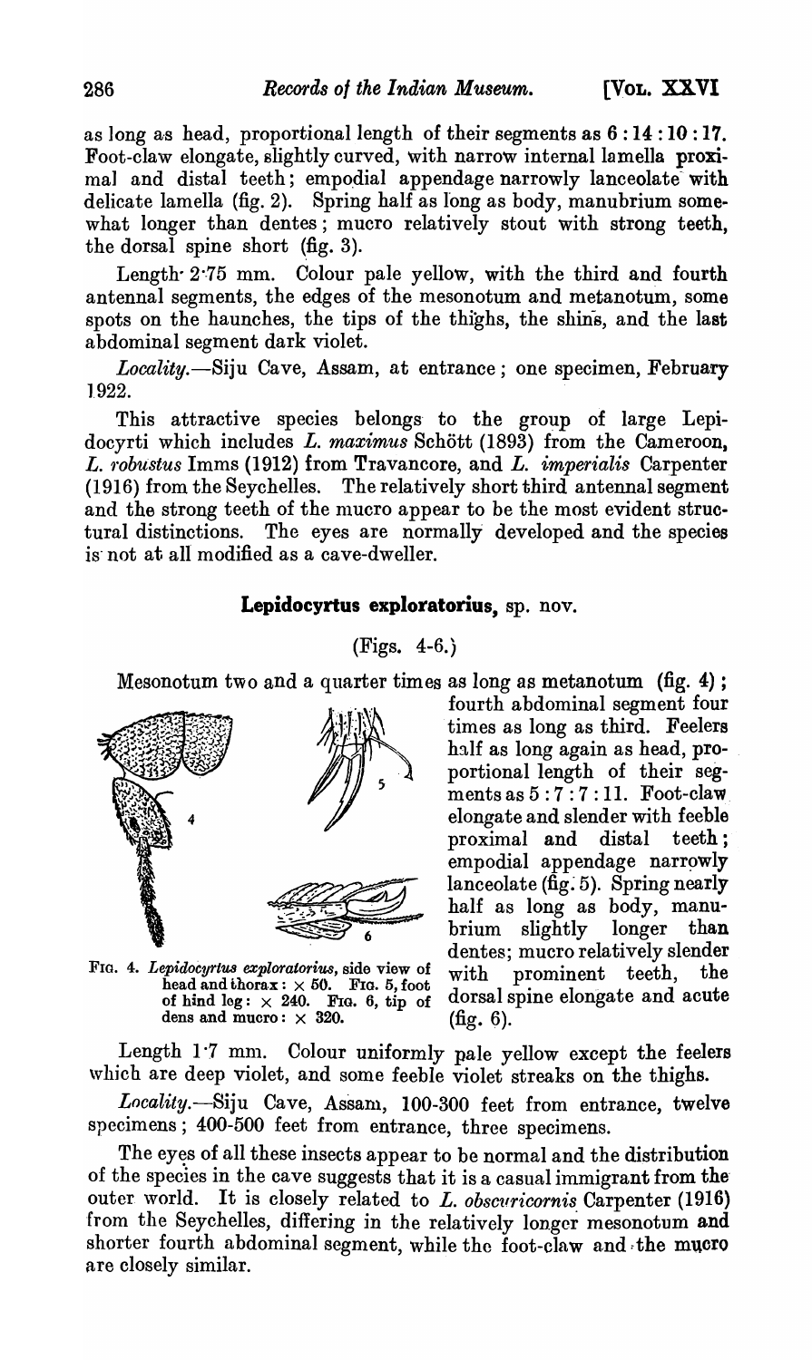as long as head, proportional length of their segments as 6 : 14 : 10 : 17. Foot-claw elongate, slightly curved, with narrow internal lamella proximal and distal teeth; empodial appendage narrowly lanceolate with delicate lamella (fig. 2). Spring half as long as body, manubrium somewhat longer than dentes; mucro relatively stout with strong teeth, the dorsal spine short (fig. 3).

Length 2·75 mm. Colour pale yellow, with the third and fourth antennal segments, the edges of the mesonotum and metanotum, some spots on the haunches, the tips of the thighs, the shins, and the last abdominal segment dark violet.

*Locality.*—Siju Cave, Assam, at entrance; one specimen, February 1922.

This attractive species belongs to the group of large Lepidocyrti which includes *L. maximus* Schött (1893) from the Cameroon, *L. robustus* Imms (1912) from Travancore, and *L. imperialis* Carpenter (1916) from the Seychelles. The relatively short third antennal segment and the strong teeth of the mucro appear to be the most evident structural distinctions. The eyes are normally developed and the species is not at all modified as a cave-dweller.

## **Lepidocyrtus exploratorius**, sp. nov.

(Figs. 4-6.)

Mesonotum two and a quarter times as long as metanotum (fig. 4); fourth abdominal segment four times as long as third. Feelers half as long again as head, proportional length of their segments as 5 : 7 : 7 : 11. Foot-claw elongate and slender with feeble proximal and distal teeth; empodial appendage narrowly lanceolate (fig. 5). Spring nearly half as long as body, manubrium slightly longer than dentes; mucro relatively slender with prominent teeth, the dorsal spine elongate and acute (fig. 6).

Fig. 4. *Lepidocyrtus exploratorius*, side view of head and thorax: × 50. Fig. 5, foot of hind leg: × 240. Fig. 6, tip of dens and mucro: × 320.

Length 1·7 mm. Colour uniformly pale yellow except the feelers which are deep violet, and some feeble violet streaks on the thighs.

*Locality.*—Siju Cave, Assam, 100-300 feet from entrance, twelve specimens; 400-500 feet from entrance, three specimens.

The eyes of all these insects appear to be normal and the distribution of the species in the cave suggests that it is a casual immigrant from the outer world. It is closely related to *L. obscuricornis* Carpenter (1916) from the Seychelles, differing in the relatively longer mesonotum and shorter fourth abdominal segment, while the foot-claw and the mucro are closely similar.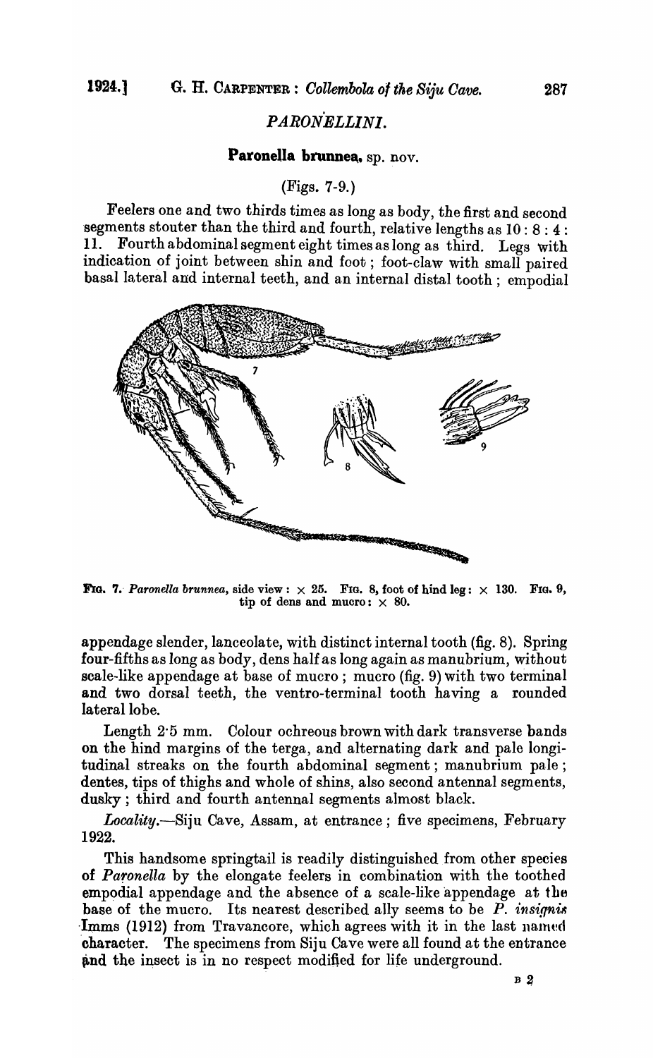## PARONELLINI.

### Paronella brunnea, sp. nov.

(Figs. 7-9.)

Feelers one and two thirds times as long as body, the first and second segments stouter than the third and fourth, relative lengths as 10 : 8 : 4 : 11. Fourth abdominal segment eight times as long as third. Legs with indication of joint between shin and foot; foot-claw with small paired basal lateral and internal teeth, and an internal distal tooth; empodial appendage slender, lanceolate, with distinct internal tooth (fig. 8). Spring four-fifths as long as body, dens half as long again as manubrium, without scale-like appendage at base of mucro; mucro (fig. 9) with two terminal and two dorsal teeth, the ventro-terminal tooth having a rounded lateral lobe.

FIG. 7. *Paronella brunnea*, side view: × 25. FIG. 8, foot of hind leg: × 130. FIG. 9, tip of dens and mucro: × 80.

Length 2·5 mm. Colour ochreous brown with dark transverse bands on the hind margins of the terga, and alternating dark and pale longitudinal streaks on the fourth abdominal segment; manubrium pale; dentes, tips of thighs and whole of shins, also second antennal segments, dusky; third and fourth antennal segments almost black.

*Locality*.—Siju Cave, Assam, at entrance; five specimens, February 1922.

This handsome springtail is readily distinguished from other species of *Paronella* by the elongate feelers in combination with the toothed empodial appendage and the absence of a scale-like appendage at the base of the mucro. Its nearest described ally seems to be *P. insignis* Imms (1912) from Travancore, which agrees with it in the last named character. The specimens from Siju Cave were all found at the entrance and the insect is in no respect modified for life underground.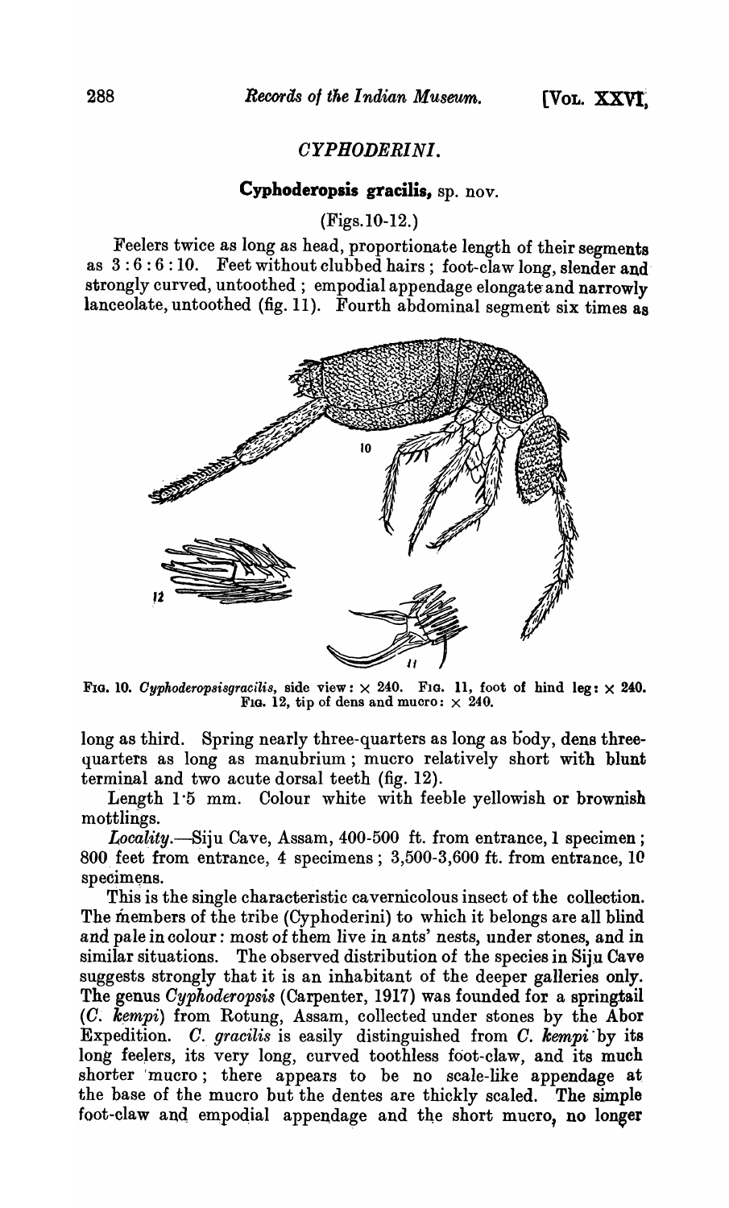## *CYPHODERINI.*

### Cyphoderopsis gracilis, sp. nov.

(Figs. 10-12.)

Feelers twice as long as head, proportionate length of their segments as 3 : 6 : 6 : 10. Feet without clubbed hairs; foot-claw long, slender and strongly curved, untoothed; empodial appendage elongate and narrowly lanceolate, untoothed (fig. 11). Fourth abdominal segment six times as long as third. Spring nearly three-quarters as long as body, dens three-quarters as long as manubrium; mucro relatively short with blunt terminal and two acute dorsal teeth (fig. 12).

FIG. 10. *Cyphoderopsisgracilis*, side view: × 240. FIG. 11, foot of hind leg: × 240. FIG. 12, tip of dens and mucro: × 240.

Length 1·5 mm. Colour white with feeble yellowish or brownish mottlings.

*Locality.*—Siju Cave, Assam, 400-500 ft. from entrance, 1 specimen; 800 feet from entrance, 4 specimens; 3,500-3,600 ft. from entrance, 10 specimens.

This is the single characteristic cavernicolous insect of the collection. The members of the tribe (Cyphoderini) to which it belongs are all blind and pale in colour: most of them live in ants' nests, under stones, and in similar situations. The observed distribution of the species in Siju Cave suggests strongly that it is an inhabitant of the deeper galleries only. The genus *Cyphoderopsis* (Carpenter, 1917) was founded for a springtail (*C. kempi*) from Rotung, Assam, collected under stones by the Abor Expedition. *C. gracilis* is easily distinguished from *C. kempi* by its long feelers, its very long, curved toothless foot-claw, and its much shorter mucro; there appears to be no scale-like appendage at the base of the mucro but the dentes are thickly scaled. The simple foot-claw and empodial appendage and the short mucro, no longer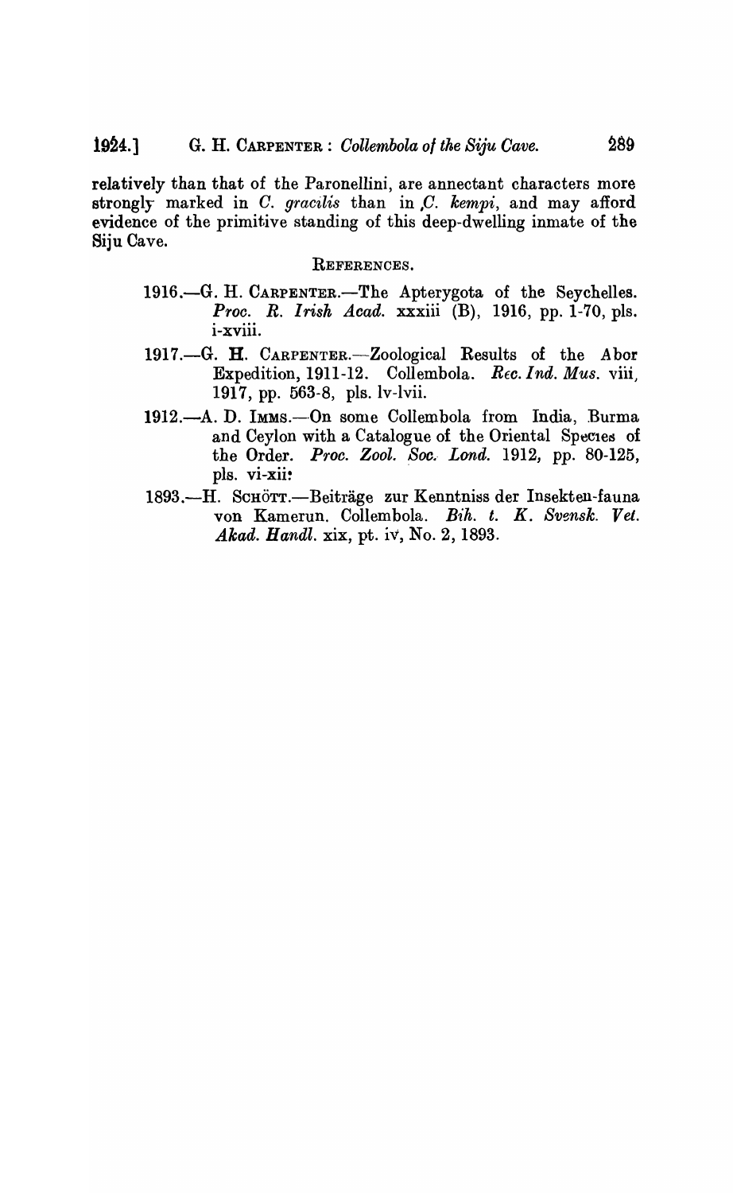relatively than that of the Paronellini, are annectant characters more strongly marked in *C. gracilis* than in *C. kempi*, and may afford evidence of the primitive standing of this deep-dwelling inmate of the Siju Cave.

## REFERENCES.

1916.—G. H. CARPENTER.—The Apterygota of the Seychelles. *Proc. R. Irish Acad.* xxxiii (B), 1916, pp. 1-70, pls. i-xviii.

1917.—G. H. CARPENTER.—Zoological Results of the Abor Expedition, 1911-12. Collembola. *Rec. Ind. Mus.* viii, 1917, pp. 563-8, pls. lv-lvii.

1912.—A. D. IMMS.—On some Collembola from India, Burma and Ceylon with a Catalogue of the Oriental Species of the Order. *Proc. Zool. Soc. Lond.* 1912, pp. 80-125, pls. vi-xii.

1893.—H. SCHÖTT.—Beiträge zur Kenntniss der Insekten-fauna von Kamerun. Collembola. *Bih. t. K. Svensk. Vet. Akad. Handl.* xix, pt. iv, No. 2, 1893.